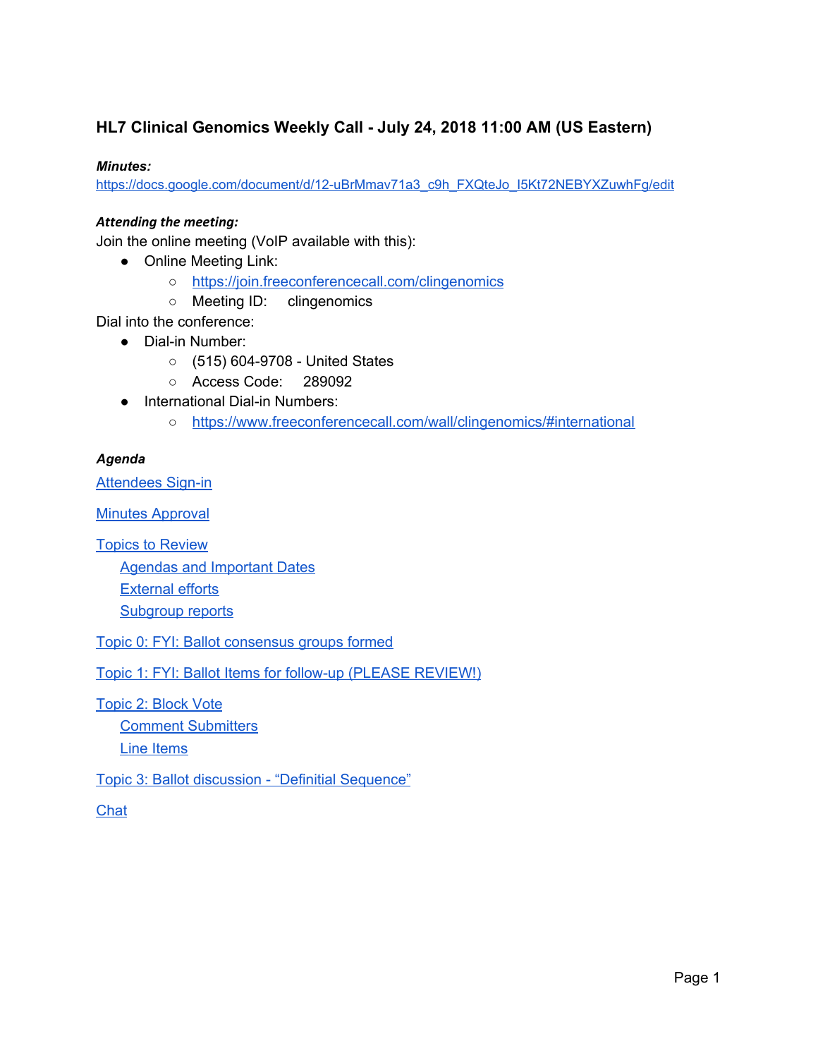# HL7 Clinical Genomics Weekly Call - July 24, 2018 11:00 AM (US Eastern)

***Minutes:***

https://docs.google.com/document/d/12-uBrMmav71a3_c9h_FXQteJo_I5Kt72NEBYXZuwhFg/edit

***Attending the meeting:***

Join the online meeting (VoIP available with this):

- Online Meeting Link:
  - https://join.freeconferencecall.com/clingenomics
  - Meeting ID: clingenomics

Dial into the conference:

- Dial-in Number:
  - (515) 604-9708 - United States
  - Access Code: 289092
- International Dial-in Numbers:
  - https://www.freeconferencecall.com/wall/clingenomics/#international

***Agenda***

Attendees Sign-in

Minutes Approval

Topics to Review

- Agendas and Important Dates
- External efforts
- Subgroup reports

Topic 0: FYI: Ballot consensus groups formed

Topic 1: FYI: Ballot Items for follow-up (PLEASE REVIEW!)

Topic 2: Block Vote

- Comment Submitters
- Line Items

Topic 3: Ballot discussion - “Definitial Sequence”

Chat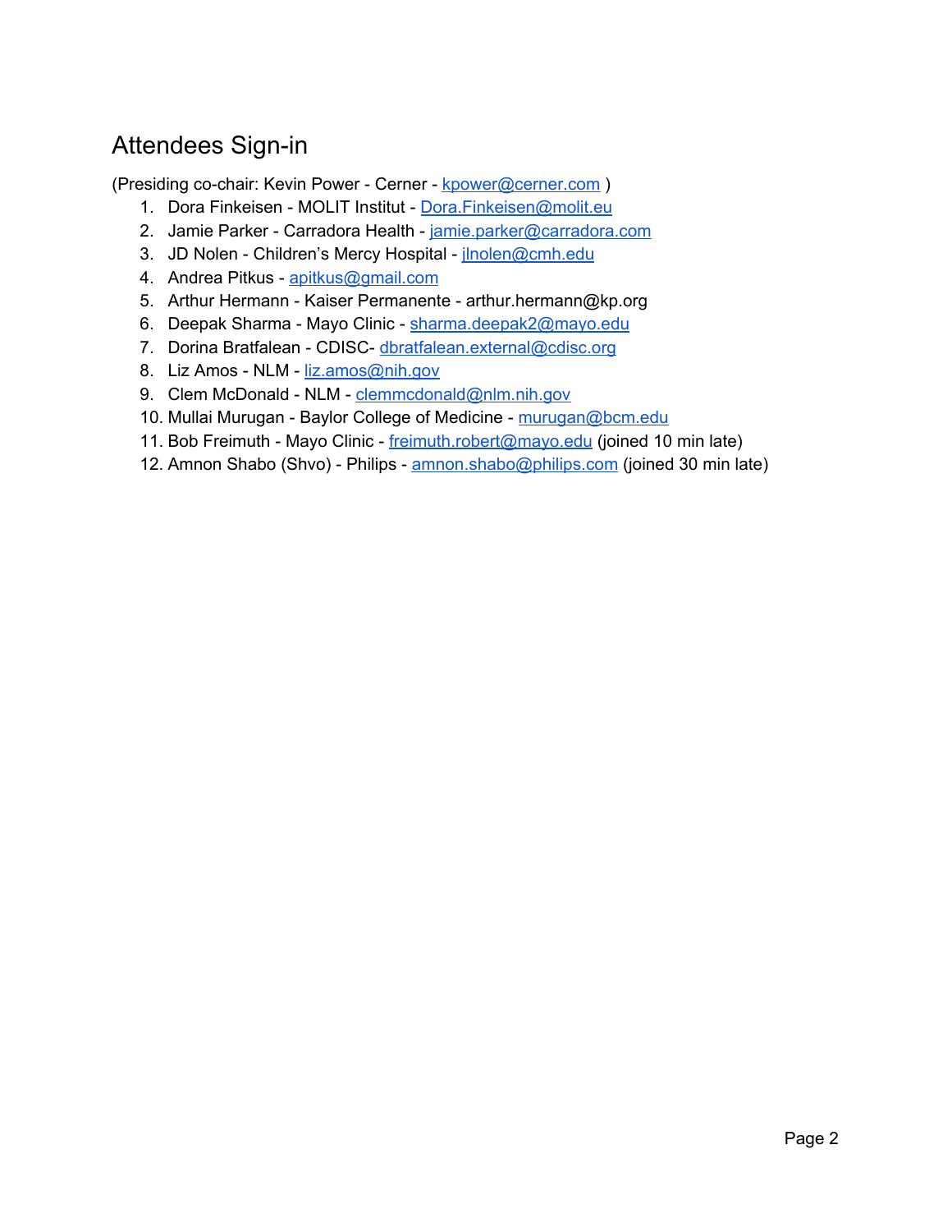## Attendees Sign-in

(Presiding co-chair: Kevin Power - Cerner - kpower@cerner.com )

1. Dora Finkeisen - MOLIT Institut - Dora.Finkeisen@molit.eu
2. Jamie Parker - Carradora Health - jamie.parker@carradora.com
3. JD Nolen - Children's Mercy Hospital - jlnolen@cmh.edu
4. Andrea Pitkus - apitkus@gmail.com
5. Arthur Hermann - Kaiser Permanente - arthur.hermann@kp.org
6. Deepak Sharma - Mayo Clinic - sharma.deepak2@mayo.edu
7. Dorina Bratfalean - CDISC- dbratfalean.external@cdisc.org
8. Liz Amos - NLM - liz.amos@nih.gov
9. Clem McDonald - NLM - clemmcdonald@nlm.nih.gov
10. Mullai Murugan - Baylor College of Medicine - murugan@bcm.edu
11. Bob Freimuth - Mayo Clinic - freimuth.robert@mayo.edu (joined 10 min late)
12. Amnon Shabo (Shvo) - Philips - amnon.shabo@philips.com (joined 30 min late)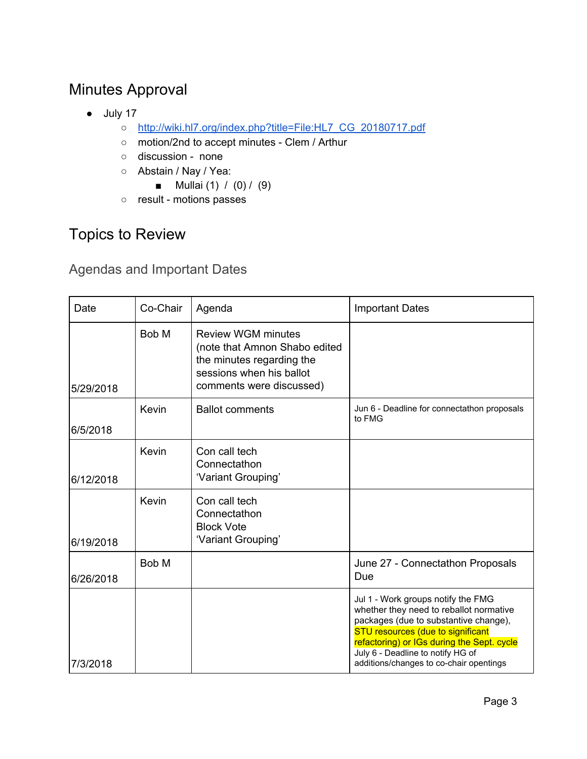# Minutes Approval

- July 17
  - http://wiki.hl7.org/index.php?title=File:HL7_CG_20180717.pdf
  - motion/2nd to accept minutes - Clem / Arthur
  - discussion - none
  - Abstain / Nay / Yea:
    - Mullai (1) / (0) / (9)
  - result - motions passes

# Topics to Review

## Agendas and Important Dates

| Date | Co-Chair | Agenda | Important Dates |
| --- | --- | --- | --- |
| 5/29/2018 | Bob M | Review WGM minutes (note that Amnon Shabo edited the minutes regarding the sessions when his ballot comments were discussed) | |
| 6/5/2018 | Kevin | Ballot comments | Jun 6 - Deadline for connectathon proposals to FMG |
| 6/12/2018 | Kevin | Con call tech<br>Connectathon<br>'Variant Grouping' | |
| 6/19/2018 | Kevin | Con call tech<br>Connectathon<br>Block Vote<br>'Variant Grouping' | |
| 6/26/2018 | Bob M | | June 27 - Connectathon Proposals Due |
| 7/3/2018 | | | Jul 1 - Work groups notify the FMG whether they need to reballot normative packages (due to substantive change), STU resources (due to significant refactoring) or IGs during the Sept. cycle<br>July 6 - Deadline to notify HG of additions/changes to co-chair opentings |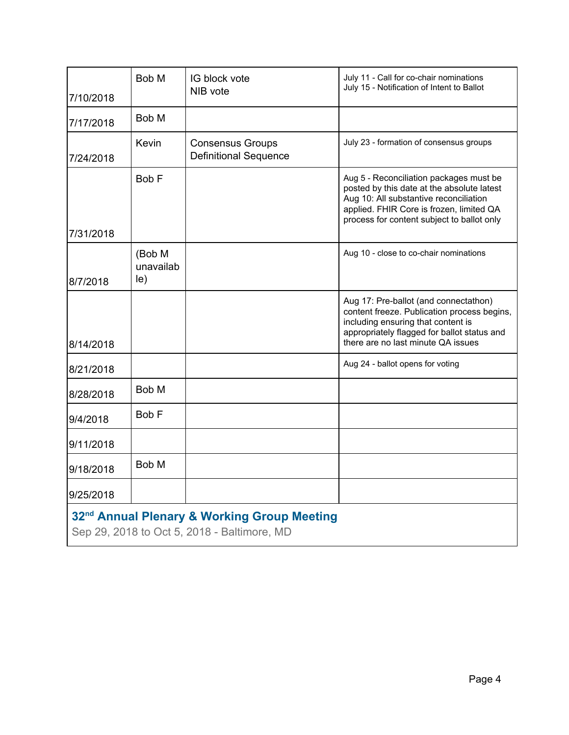| | | | |
|---|---|---|---|
| 7/10/2018 | Bob M | IG block vote<br>NIB vote | July 11 - Call for co-chair nominations<br>July 15 - Notification of Intent to Ballot |
| 7/17/2018 | Bob M | | |
| 7/24/2018 | Kevin | Consensus Groups<br>Definitional Sequence | July 23 - formation of consensus groups |
| 7/31/2018 | Bob F | | Aug 5 - Reconciliation packages must be posted by this date at the absolute latest<br>Aug 10: All substantive reconciliation applied. FHIR Core is frozen, limited QA process for content subject to ballot only |
| 8/7/2018 | (Bob M unavailable) | | Aug 10 - close to co-chair nominations |
| 8/14/2018 | | | Aug 17: Pre-ballot (and connectathon) content freeze. Publication process begins, including ensuring that content is appropriately flagged for ballot status and there are no last minute QA issues |
| 8/21/2018 | | | Aug 24 - ballot opens for voting |
| 8/28/2018 | Bob M | | |
| 9/4/2018 | Bob F | | |
| 9/11/2018 | | | |
| 9/18/2018 | Bob M | | |
| 9/25/2018 | | | |

**32nd Annual Plenary & Working Group Meeting**

Sep 29, 2018 to Oct 5, 2018 - Baltimore, MD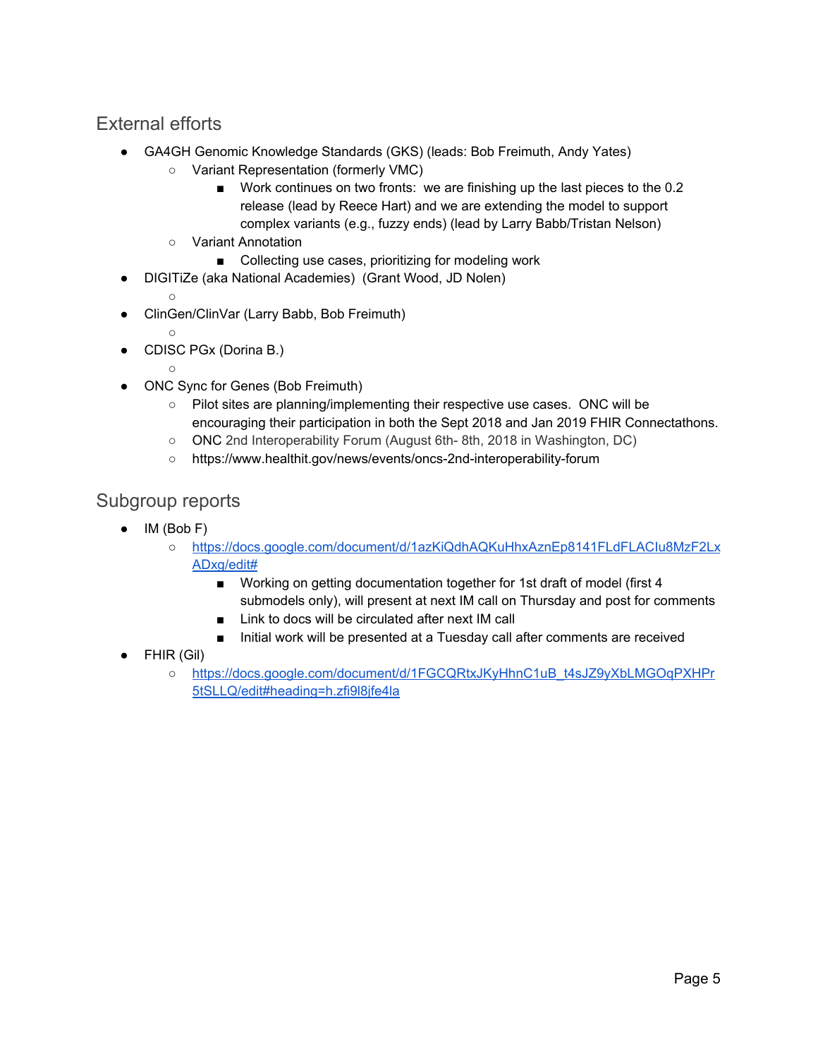## External efforts

- GA4GH Genomic Knowledge Standards (GKS) (leads: Bob Freimuth, Andy Yates)
  - Variant Representation (formerly VMC)
    - Work continues on two fronts: we are finishing up the last pieces to the 0.2 release (lead by Reece Hart) and we are extending the model to support complex variants (e.g., fuzzy ends) (lead by Larry Babb/Tristan Nelson)
  - Variant Annotation
    - Collecting use cases, prioritizing for modeling work
- DIGITiZe (aka National Academies) (Grant Wood, JD Nolen)
  - 
- ClinGen/ClinVar (Larry Babb, Bob Freimuth)
  - 
- CDISC PGx (Dorina B.)
  - 
- ONC Sync for Genes (Bob Freimuth)
  - Pilot sites are planning/implementing their respective use cases. ONC will be encouraging their participation in both the Sept 2018 and Jan 2019 FHIR Connectathons.
  - ONC 2nd Interoperability Forum (August 6th- 8th, 2018 in Washington, DC)
  - https://www.healthit.gov/news/events/oncs-2nd-interoperability-forum

## Subgroup reports

- IM (Bob F)
  - https://docs.google.com/document/d/1azKiQdhAQKuHhxAznEp8141FLdFLACIu8MzF2LxADxg/edit#
    - Working on getting documentation together for 1st draft of model (first 4 submodels only), will present at next IM call on Thursday and post for comments
    - Link to docs will be circulated after next IM call
    - Initial work will be presented at a Tuesday call after comments are received
- FHIR (Gil)
  - https://docs.google.com/document/d/1FGCQRtxJKyHhnC1uB_t4sJZ9yXbLMGOqPXHPr5tSLLQ/edit#heading=h.zfi9l8jfe4la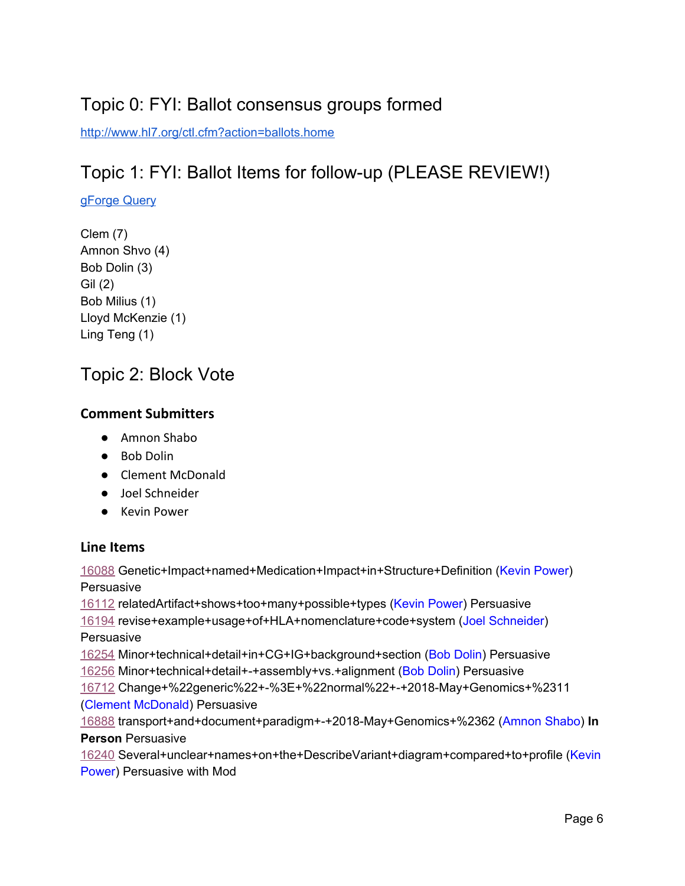## Topic 0: FYI: Ballot consensus groups formed

http://www.hl7.org/ctl.cfm?action=ballots.home

## Topic 1: FYI: Ballot Items for follow-up (PLEASE REVIEW!)

gForge Query

Clem (7)
Amnon Shvo (4)
Bob Dolin (3)
Gil (2)
Bob Milius (1)
Lloyd McKenzie (1)
Ling Teng (1)

## Topic 2: Block Vote

### Comment Submitters

- Amnon Shabo
- Bob Dolin
- Clement McDonald
- Joel Schneider
- Kevin Power

### Line Items

16088 Genetic+Impact+named+Medication+Impact+in+Structure+Definition (Kevin Power) Persuasive
16112 relatedArtifact+shows+too+many+possible+types (Kevin Power) Persuasive
16194 revise+example+usage+of+HLA+nomenclature+code+system (Joel Schneider) Persuasive
16254 Minor+technical+detail+in+CG+IG+background+section (Bob Dolin) Persuasive
16256 Minor+technical+detail+-+assembly+vs.+alignment (Bob Dolin) Persuasive
16712 Change+%22generic%22+-%3E+%22normal%22+-+2018-May+Genomics+%2311 (Clement McDonald) Persuasive
16888 transport+and+document+paradigm+-+2018-May+Genomics+%2362 (Amnon Shabo) **In Person** Persuasive
16240 Several+unclear+names+on+the+DescribeVariant+diagram+compared+to+profile (Kevin Power) Persuasive with Mod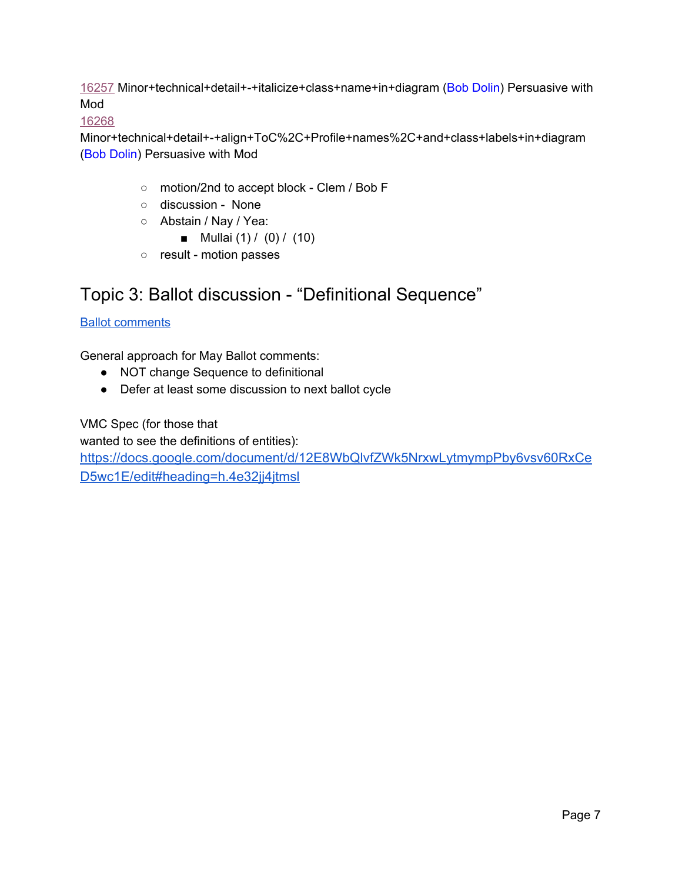16257 Minor+technical+detail+-+italicize+class+name+in+diagram (Bob Dolin) Persuasive with Mod
16268 Minor+technical+detail+-+align+ToC%2C+Profile+names%2C+and+class+labels+in+diagram (Bob Dolin) Persuasive with Mod

- motion/2nd to accept block - Clem / Bob F
- discussion - None
- Abstain / Nay / Yea:
  - Mullai (1) / (0) / (10)
- result - motion passes

## Topic 3: Ballot discussion - "Definitional Sequence"

Ballot comments

General approach for May Ballot comments:

- NOT change Sequence to definitional
- Defer at least some discussion to next ballot cycle

VMC Spec (for those that
wanted to see the definitions of entities):
https://docs.google.com/document/d/12E8WbQlvfZWk5NrxwLytmympPby6vsv60RxCeD5wc1E/edit#heading=h.4e32jj4jtmsl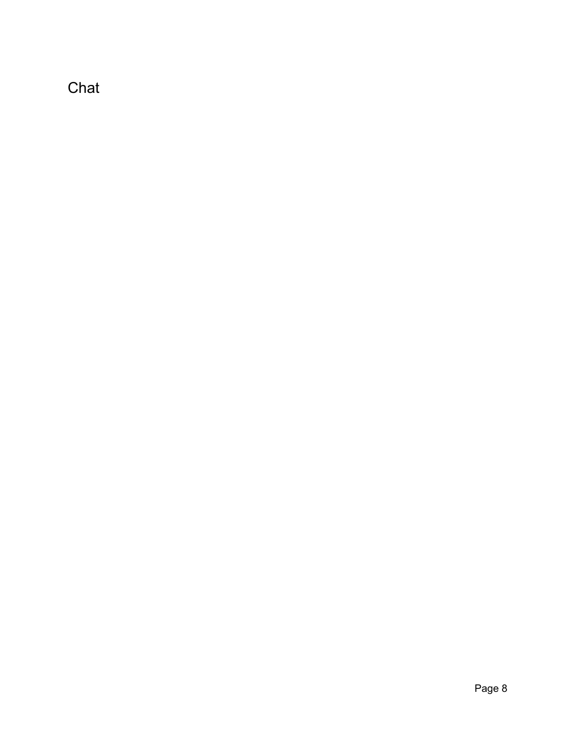Chat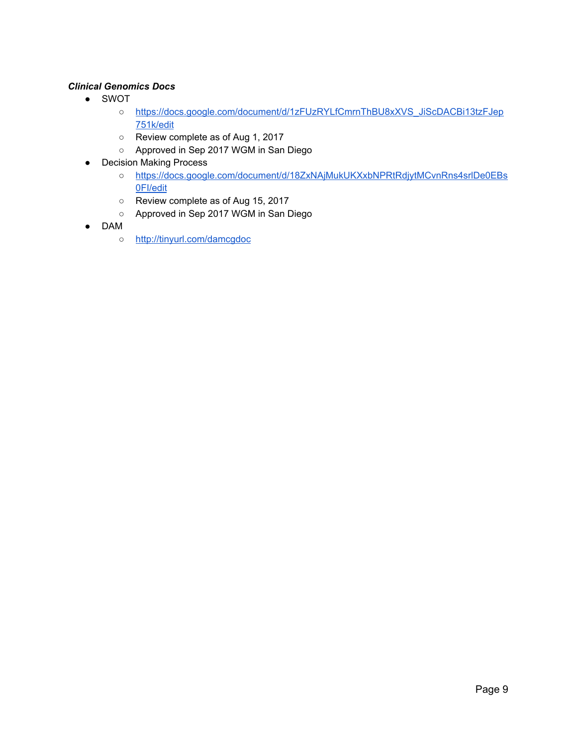***Clinical Genomics Docs***

- SWOT
  - https://docs.google.com/document/d/1zFUzRYLfCmrnThBU8xXVS_JiScDACBi13tzFJep751k/edit
  - Review complete as of Aug 1, 2017
  - Approved in Sep 2017 WGM in San Diego
- Decision Making Process
  - https://docs.google.com/document/d/18ZxNAjMukUKXxbNPRtRdjytMCvnRns4srlDe0EBs0FI/edit
  - Review complete as of Aug 15, 2017
  - Approved in Sep 2017 WGM in San Diego
- DAM
  - http://tinyurl.com/damcgdoc